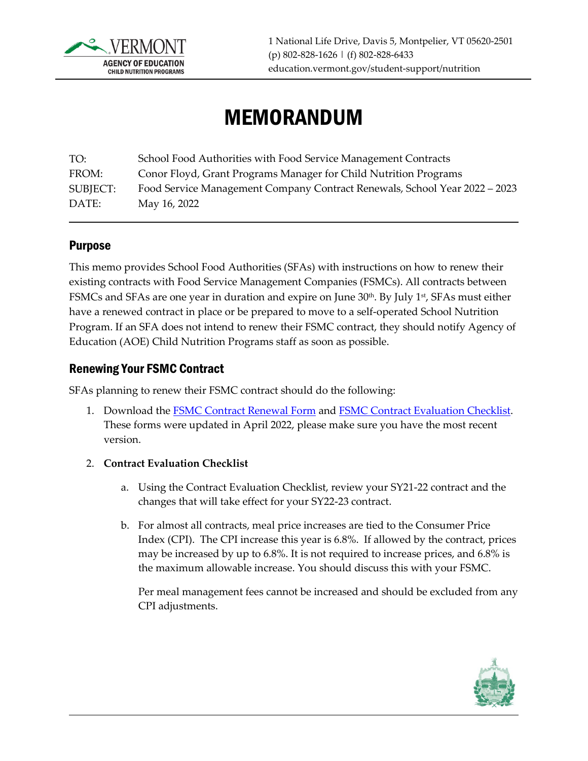1 National Life Drive, Davis 5, Montpelier, VT 05620-2501
(p) 802-828-1626 | (f) 802-828-6433
education.vermont.gov/student-support/nutrition

# MEMORANDUM

| | |
|---|---|
| TO: | School Food Authorities with Food Service Management Contracts |
| FROM: | Conor Floyd, Grant Programs Manager for Child Nutrition Programs |
| SUBJECT: | Food Service Management Company Contract Renewals, School Year 2022 – 2023 |
| DATE: | May 16, 2022 |

## Purpose

This memo provides School Food Authorities (SFAs) with instructions on how to renew their existing contracts with Food Service Management Companies (FSMCs). All contracts between FSMCs and SFAs are one year in duration and expire on June 30th. By July 1st, SFAs must either have a renewed contract in place or be prepared to move to a self-operated School Nutrition Program. If an SFA does not intend to renew their FSMC contract, they should notify Agency of Education (AOE) Child Nutrition Programs staff as soon as possible.

## Renewing Your FSMC Contract

SFAs planning to renew their FSMC contract should do the following:

1. Download the FSMC Contract Renewal Form and FSMC Contract Evaluation Checklist. These forms were updated in April 2022, please make sure you have the most recent version.

2. **Contract Evaluation Checklist**

   a. Using the Contract Evaluation Checklist, review your SY21-22 contract and the changes that will take effect for your SY22-23 contract.

   b. For almost all contracts, meal price increases are tied to the Consumer Price Index (CPI). The CPI increase this year is 6.8%. If allowed by the contract, prices may be increased by up to 6.8%. It is not required to increase prices, and 6.8% is the maximum allowable increase. You should discuss this with your FSMC.

   Per meal management fees cannot be increased and should be excluded from any CPI adjustments.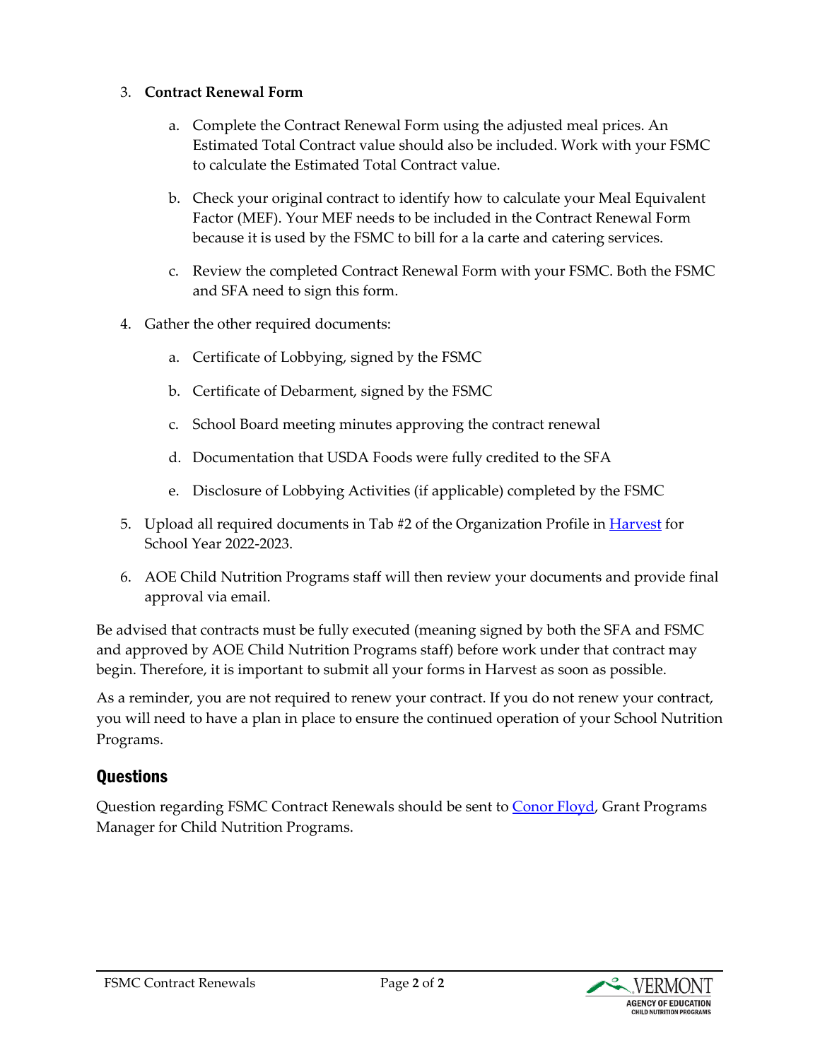3. **Contract Renewal Form**

    a. Complete the Contract Renewal Form using the adjusted meal prices. An Estimated Total Contract value should also be included. Work with your FSMC to calculate the Estimated Total Contract value.

    b. Check your original contract to identify how to calculate your Meal Equivalent Factor (MEF). Your MEF needs to be included in the Contract Renewal Form because it is used by the FSMC to bill for a la carte and catering services.

    c. Review the completed Contract Renewal Form with your FSMC. Both the FSMC and SFA need to sign this form.

4. Gather the other required documents:

    a. Certificate of Lobbying, signed by the FSMC

    b. Certificate of Debarment, signed by the FSMC

    c. School Board meeting minutes approving the contract renewal

    d. Documentation that USDA Foods were fully credited to the SFA

    e. Disclosure of Lobbying Activities (if applicable) completed by the FSMC

5. Upload all required documents in Tab #2 of the Organization Profile in Harvest for School Year 2022-2023.

6. AOE Child Nutrition Programs staff will then review your documents and provide final approval via email.

Be advised that contracts must be fully executed (meaning signed by both the SFA and FSMC and approved by AOE Child Nutrition Programs staff) before work under that contract may begin. Therefore, it is important to submit all your forms in Harvest as soon as possible.

As a reminder, you are not required to renew your contract. If you do not renew your contract, you will need to have a plan in place to ensure the continued operation of your School Nutrition Programs.

## Questions

Question regarding FSMC Contract Renewals should be sent to Conor Floyd, Grant Programs Manager for Child Nutrition Programs.